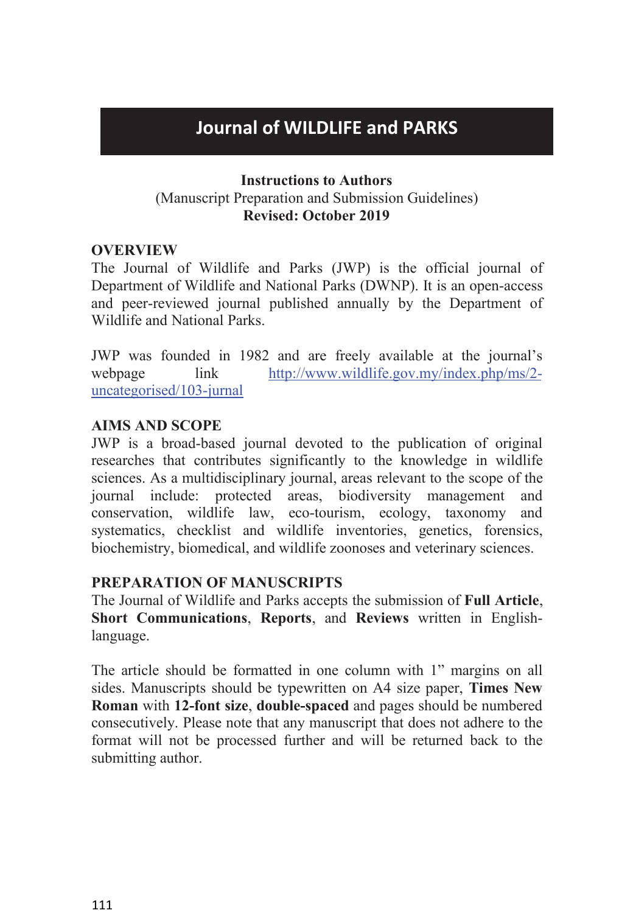# Journal of WILDLIFE and PARKS

**Instructions to Authors**
(Manuscript Preparation and Submission Guidelines)
**Revised: October 2019**

## OVERVIEW

The Journal of Wildlife and Parks (JWP) is the official journal of Department of Wildlife and National Parks (DWNP). It is an open-access and peer-reviewed journal published annually by the Department of Wildlife and National Parks.

JWP was founded in 1982 and are freely available at the journal's webpage link http://www.wildlife.gov.my/index.php/ms/2-uncategorised/103-jurnal

## AIMS AND SCOPE

JWP is a broad-based journal devoted to the publication of original researches that contributes significantly to the knowledge in wildlife sciences. As a multidisciplinary journal, areas relevant to the scope of the journal include: protected areas, biodiversity management and conservation, wildlife law, eco-tourism, ecology, taxonomy and systematics, checklist and wildlife inventories, genetics, forensics, biochemistry, biomedical, and wildlife zoonoses and veterinary sciences.

## PREPARATION OF MANUSCRIPTS

The Journal of Wildlife and Parks accepts the submission of **Full Article**, **Short Communications**, **Reports**, and **Reviews** written in English-language.

The article should be formatted in one column with 1" margins on all sides. Manuscripts should be typewritten on A4 size paper, **Times New Roman** with **12-font size**, **double-spaced** and pages should be numbered consecutively. Please note that any manuscript that does not adhere to the format will not be processed further and will be returned back to the submitting author.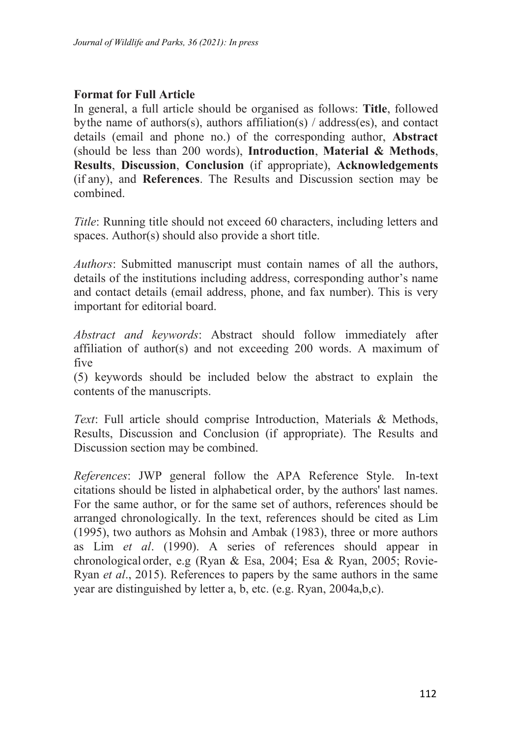## Format for Full Article

In general, a full article should be organised as follows: **Title**, followed bythe name of authors(s), authors affiliation(s) / address(es), and contact details (email and phone no.) of the corresponding author, **Abstract** (should be less than 200 words), **Introduction**, **Material & Methods**, **Results**, **Discussion**, **Conclusion** (if appropriate), **Acknowledgements** (if any), and **References**. The Results and Discussion section may be combined.

*Title*: Running title should not exceed 60 characters, including letters and spaces. Author(s) should also provide a short title.

*Authors*: Submitted manuscript must contain names of all the authors, details of the institutions including address, corresponding author's name and contact details (email address, phone, and fax number). This is very important for editorial board.

*Abstract and keywords*: Abstract should follow immediately after affiliation of author(s) and not exceeding 200 words. A maximum of five (5) keywords should be included below the abstract to explain the contents of the manuscripts.

*Text*: Full article should comprise Introduction, Materials & Methods, Results, Discussion and Conclusion (if appropriate). The Results and Discussion section may be combined.

*References*: JWP general follow the APA Reference Style. In-text citations should be listed in alphabetical order, by the authors' last names. For the same author, or for the same set of authors, references should be arranged chronologically. In the text, references should be cited as Lim (1995), two authors as Mohsin and Ambak (1983), three or more authors as Lim *et al*. (1990). A series of references should appear in chronological order, e.g (Ryan & Esa, 2004; Esa & Ryan, 2005; Rovie-Ryan *et al*., 2015). References to papers by the same authors in the same year are distinguished by letter a, b, etc. (e.g. Ryan, 2004a,b,c).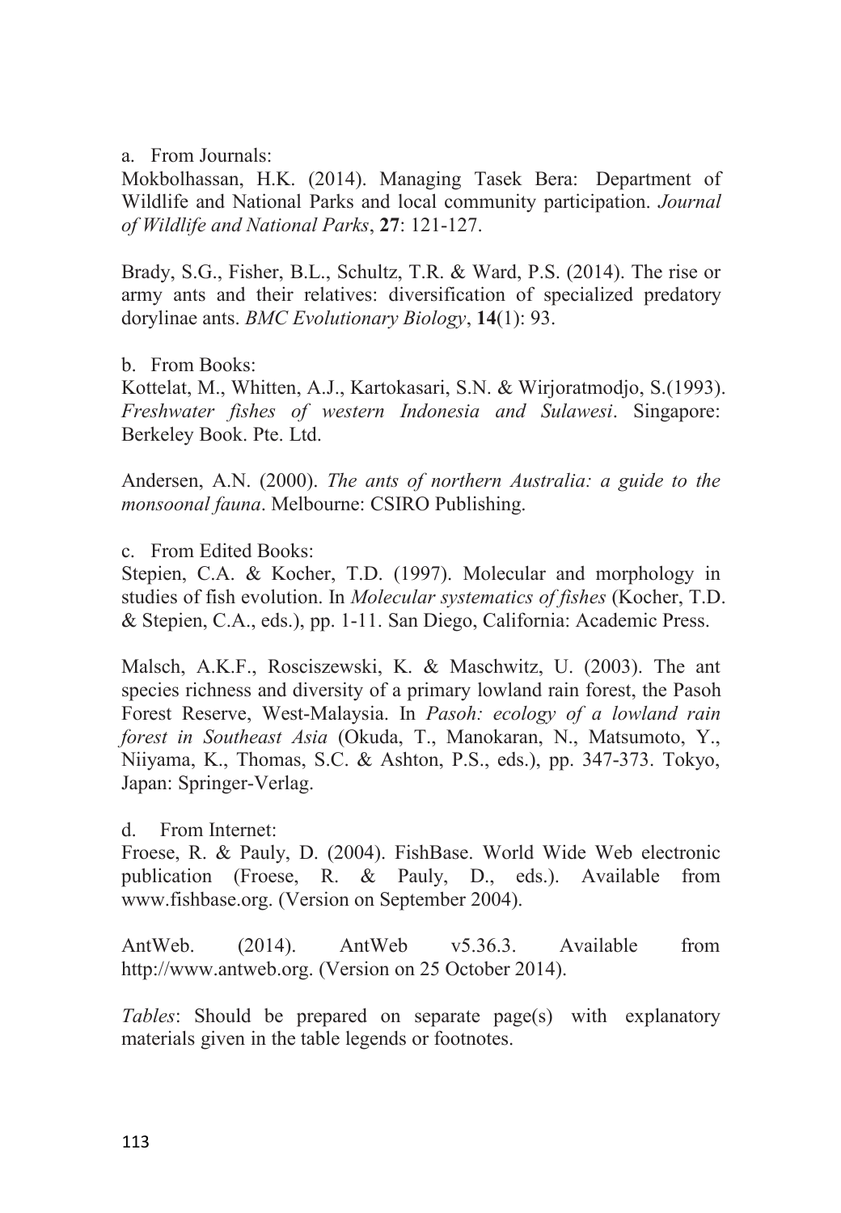a. From Journals:

Mokbolhassan, H.K. (2014). Managing Tasek Bera: Department of Wildlife and National Parks and local community participation. *Journal of Wildlife and National Parks*, **27**: 121-127.

Brady, S.G., Fisher, B.L., Schultz, T.R. & Ward, P.S. (2014). The rise or army ants and their relatives: diversification of specialized predatory dorylinae ants. *BMC Evolutionary Biology*, **14**(1): 93.

b. From Books:

Kottelat, M., Whitten, A.J., Kartokasari, S.N. & Wirjoratmodjo, S.(1993). *Freshwater fishes of western Indonesia and Sulawesi*. Singapore: Berkeley Book. Pte. Ltd.

Andersen, A.N. (2000). *The ants of northern Australia: a guide to the monsoonal fauna*. Melbourne: CSIRO Publishing.

c. From Edited Books:

Stepien, C.A. & Kocher, T.D. (1997). Molecular and morphology in studies of fish evolution. In *Molecular systematics of fishes* (Kocher, T.D. & Stepien, C.A., eds.), pp. 1-11. San Diego, California: Academic Press.

Malsch, A.K.F., Rosciszewski, K. & Maschwitz, U. (2003). The ant species richness and diversity of a primary lowland rain forest, the Pasoh Forest Reserve, West-Malaysia. In *Pasoh: ecology of a lowland rain forest in Southeast Asia* (Okuda, T., Manokaran, N., Matsumoto, Y., Niiyama, K., Thomas, S.C. & Ashton, P.S., eds.), pp. 347-373. Tokyo, Japan: Springer-Verlag.

d. From Internet:

Froese, R. & Pauly, D. (2004). FishBase. World Wide Web electronic publication (Froese, R. & Pauly, D., eds.). Available from www.fishbase.org. (Version on September 2004).

AntWeb. (2014). AntWeb v5.36.3. Available from http://www.antweb.org. (Version on 25 October 2014).

*Tables*: Should be prepared on separate page(s) with explanatory materials given in the table legends or footnotes.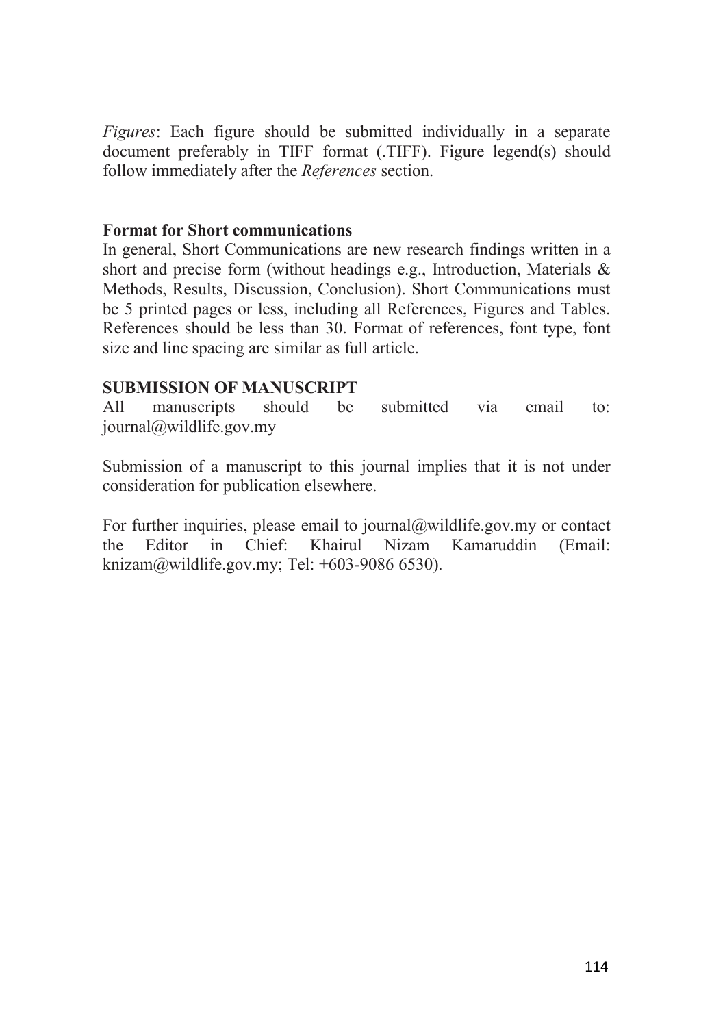*Figures*: Each figure should be submitted individually in a separate document preferably in TIFF format (.TIFF). Figure legend(s) should follow immediately after the *References* section.

**Format for Short communications**

In general, Short Communications are new research findings written in a short and precise form (without headings e.g., Introduction, Materials & Methods, Results, Discussion, Conclusion). Short Communications must be 5 printed pages or less, including all References, Figures and Tables. References should be less than 30. Format of references, font type, font size and line spacing are similar as full article.

**SUBMISSION OF MANUSCRIPT**

All manuscripts should be submitted via email to: journal@wildlife.gov.my

Submission of a manuscript to this journal implies that it is not under consideration for publication elsewhere.

For further inquiries, please email to journal@wildlife.gov.my or contact the Editor in Chief: Khairul Nizam Kamaruddin (Email: knizam@wildlife.gov.my; Tel: +603-9086 6530).